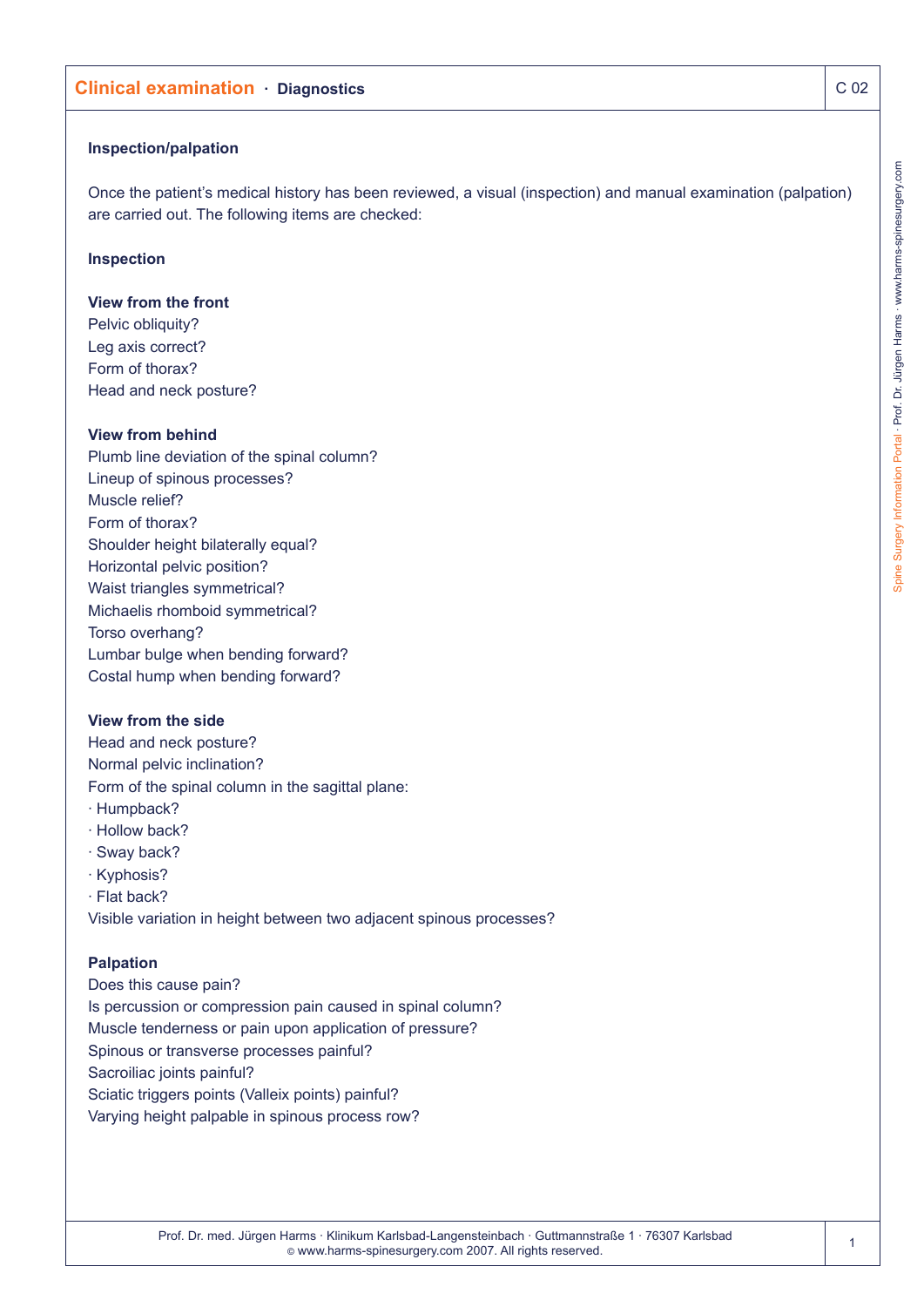# Clinical examination · Diagnostics

## Inspection/palpation

Once the patient's medical history has been reviewed, a visual (inspection) and manual examination (palpation) are carried out. The following items are checked:

## Inspection

### View from the front

Pelvic obliquity?
Leg axis correct?
Form of thorax?
Head and neck posture?

### View from behind

Plumb line deviation of the spinal column?
Lineup of spinous processes?
Muscle relief?
Form of thorax?
Shoulder height bilaterally equal?
Horizontal pelvic position?
Waist triangles symmetrical?
Michaelis rhomboid symmetrical?
Torso overhang?
Lumbar bulge when bending forward?
Costal hump when bending forward?

### View from the side

Head and neck posture?
Normal pelvic inclination?
Form of the spinal column in the sagittal plane:
· Humpback?
· Hollow back?
· Sway back?
· Kyphosis?
· Flat back?
Visible variation in height between two adjacent spinous processes?

## Palpation

Does this cause pain?
Is percussion or compression pain caused in spinal column?
Muscle tenderness or pain upon application of pressure?
Spinous or transverse processes painful?
Sacroiliac joints painful?
Sciatic triggers points (Valleix points) painful?
Varying height palpable in spinous process row?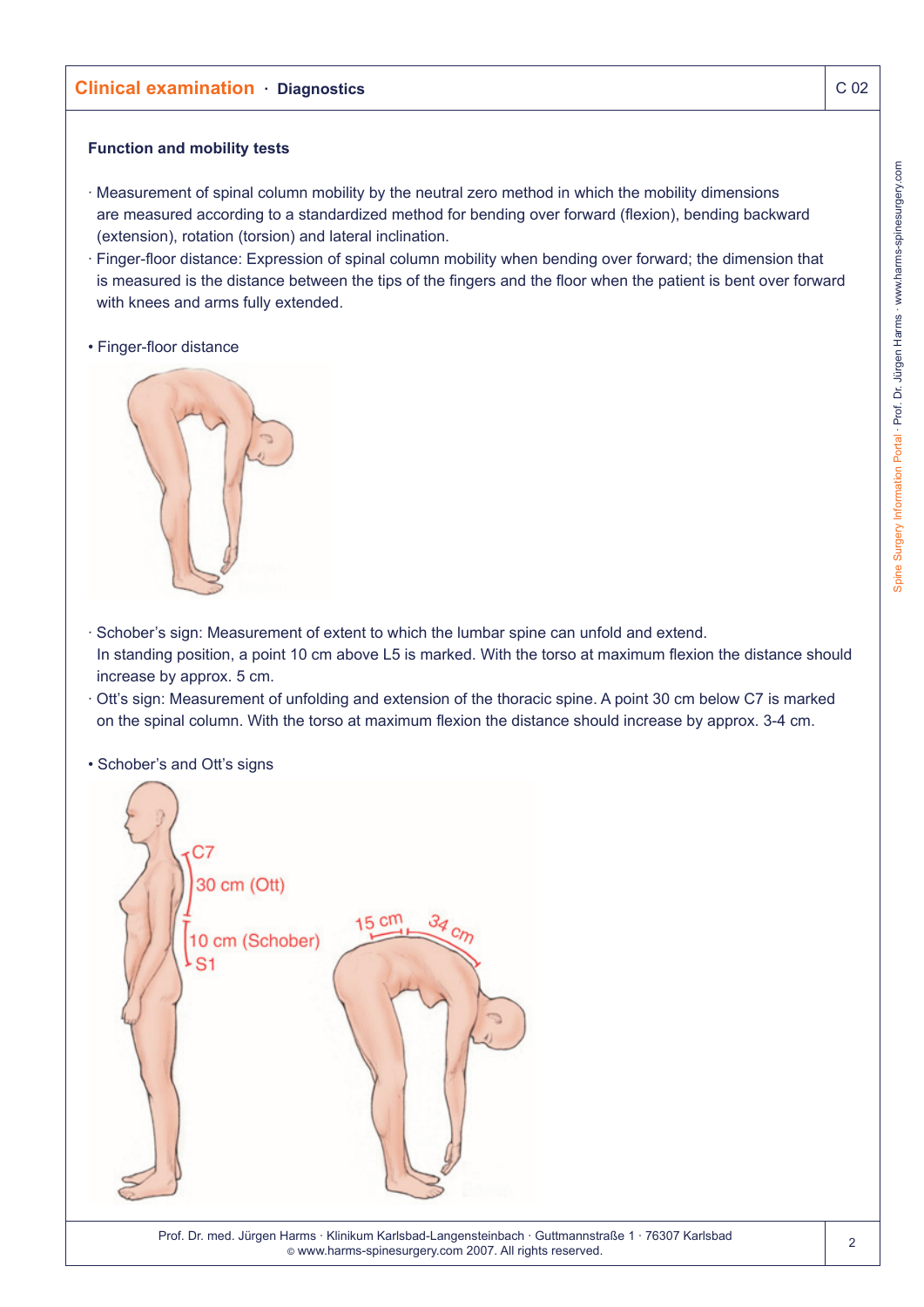## Clinical examination · Diagnostics

### Function and mobility tests

- Measurement of spinal column mobility by the neutral zero method in which the mobility dimensions are measured according to a standardized method for bending over forward (flexion), bending backward (extension), rotation (torsion) and lateral inclination.
- Finger-floor distance: Expression of spinal column mobility when bending over forward; the dimension that is measured is the distance between the tips of the fingers and the floor when the patient is bent over forward with knees and arms fully extended.

• Finger-floor distance

- Schober's sign: Measurement of extent to which the lumbar spine can unfold and extend. In standing position, a point 10 cm above L5 is marked. With the torso at maximum flexion the distance should increase by approx. 5 cm.
- Ott's sign: Measurement of unfolding and extension of the thoracic spine. A point 30 cm below C7 is marked on the spinal column. With the torso at maximum flexion the distance should increase by approx. 3-4 cm.

• Schober's and Ott's signs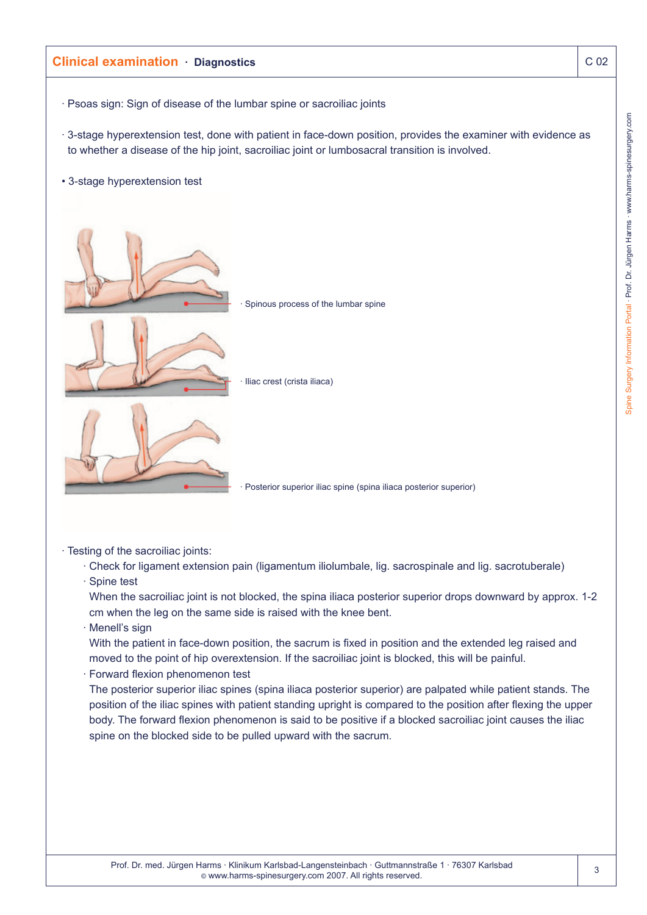## Clinical examination · Diagnostics

C 02

- Psoas sign: Sign of disease of the lumbar spine or sacroiliac joints
- 3-stage hyperextension test, done with patient in face-down position, provides the examiner with evidence as to whether a disease of the hip joint, sacroiliac joint or lumbosacral transition is involved.

- 3-stage hyperextension test

· Spinous process of the lumbar spine

· Iliac crest (crista iliaca)

· Posterior superior iliac spine (spina iliaca posterior superior)

- Testing of the sacroiliac joints:
  - Check for ligament extension pain (ligamentum iliolumbale, lig. sacrospinale and lig. sacrotuberale)
  - Spine test
    When the sacroiliac joint is not blocked, the spina iliaca posterior superior drops downward by approx. 1-2 cm when the leg on the same side is raised with the knee bent.
  - Menell's sign
    With the patient in face-down position, the sacrum is fixed in position and the extended leg raised and moved to the point of hip overextension. If the sacroiliac joint is blocked, this will be painful.
  - Forward flexion phenomenon test
    The posterior superior iliac spines (spina iliaca posterior superior) are palpated while patient stands. The position of the iliac spines with patient standing upright is compared to the position after flexing the upper body. The forward flexion phenomenon is said to be positive if a blocked sacroiliac joint causes the iliac spine on the blocked side to be pulled upward with the sacrum.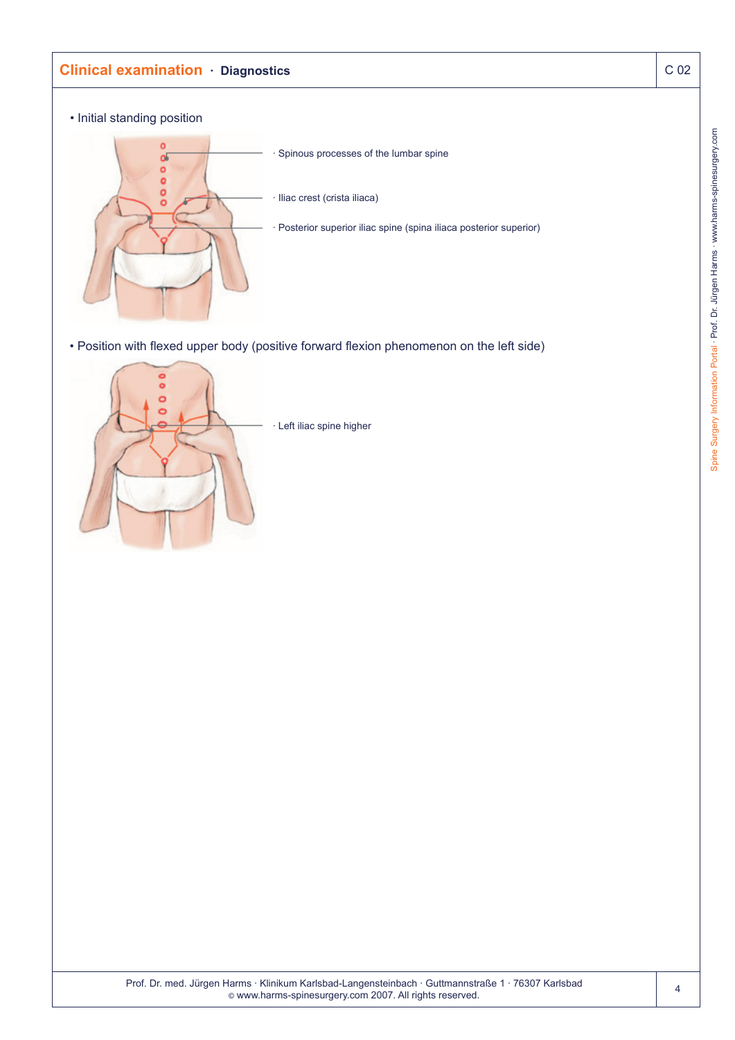## Clinical examination · Diagnostics

- Initial standing position

· Spinous processes of the lumbar spine

· Iliac crest (crista iliaca)

· Posterior superior iliac spine (spina iliaca posterior superior)

- Position with flexed upper body (positive forward flexion phenomenon on the left side)

· Left iliac spine higher